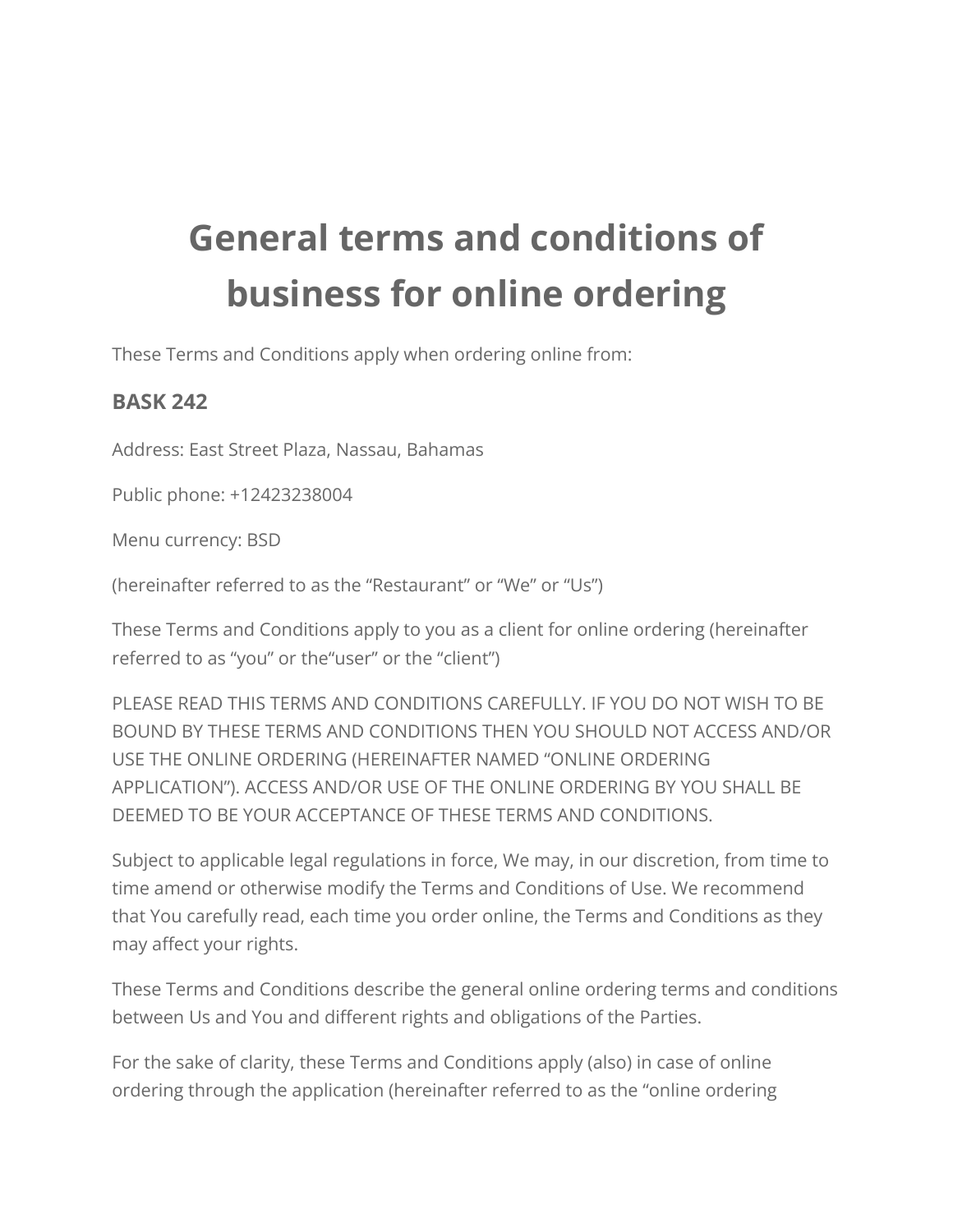# General terms and conditions of business for online ordering

These Terms and Conditions apply when ordering online from:

### BASK 242

Address: East Street Plaza, Nassau, Bahamas

Public phone: +12423238004

Menu currency: BSD

(hereinafter referred to as the “Restaurant” or “We” or “Us”)

These Terms and Conditions apply to you as a client for online ordering (hereinafter referred to as “you” or the“user” or the “client”)

PLEASE READ THIS TERMS AND CONDITIONS CAREFULLY. IF YOU DO NOT WISH TO BE BOUND BY THESE TERMS AND CONDITIONS THEN YOU SHOULD NOT ACCESS AND/OR USE THE ONLINE ORDERING (HEREINAFTER NAMED “ONLINE ORDERING APPLICATION”). ACCESS AND/OR USE OF THE ONLINE ORDERING BY YOU SHALL BE DEEMED TO BE YOUR ACCEPTANCE OF THESE TERMS AND CONDITIONS.

Subject to applicable legal regulations in force, We may, in our discretion, from time to time amend or otherwise modify the Terms and Conditions of Use. We recommend that You carefully read, each time you order online, the Terms and Conditions as they may affect your rights.

These Terms and Conditions describe the general online ordering terms and conditions between Us and You and different rights and obligations of the Parties.

For the sake of clarity, these Terms and Conditions apply (also) in case of online ordering through the application (hereinafter referred to as the “online ordering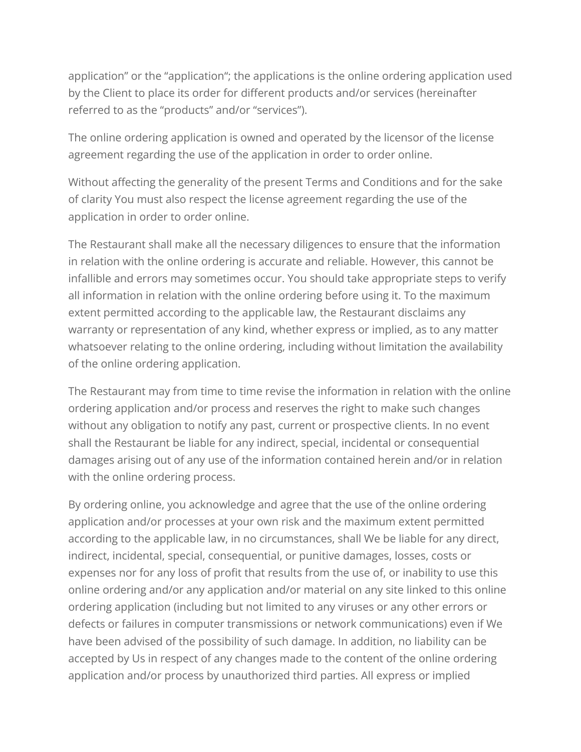application" or the "application"; the applications is the online ordering application used by the Client to place its order for different products and/or services (hereinafter referred to as the "products" and/or "services").

The online ordering application is owned and operated by the licensor of the license agreement regarding the use of the application in order to order online.

Without affecting the generality of the present Terms and Conditions and for the sake of clarity You must also respect the license agreement regarding the use of the application in order to order online.

The Restaurant shall make all the necessary diligences to ensure that the information in relation with the online ordering is accurate and reliable. However, this cannot be infallible and errors may sometimes occur. You should take appropriate steps to verify all information in relation with the online ordering before using it. To the maximum extent permitted according to the applicable law, the Restaurant disclaims any warranty or representation of any kind, whether express or implied, as to any matter whatsoever relating to the online ordering, including without limitation the availability of the online ordering application.

The Restaurant may from time to time revise the information in relation with the online ordering application and/or process and reserves the right to make such changes without any obligation to notify any past, current or prospective clients. In no event shall the Restaurant be liable for any indirect, special, incidental or consequential damages arising out of any use of the information contained herein and/or in relation with the online ordering process.

By ordering online, you acknowledge and agree that the use of the online ordering application and/or processes at your own risk and the maximum extent permitted according to the applicable law, in no circumstances, shall We be liable for any direct, indirect, incidental, special, consequential, or punitive damages, losses, costs or expenses nor for any loss of profit that results from the use of, or inability to use this online ordering and/or any application and/or material on any site linked to this online ordering application (including but not limited to any viruses or any other errors or defects or failures in computer transmissions or network communications) even if We have been advised of the possibility of such damage. In addition, no liability can be accepted by Us in respect of any changes made to the content of the online ordering application and/or process by unauthorized third parties. All express or implied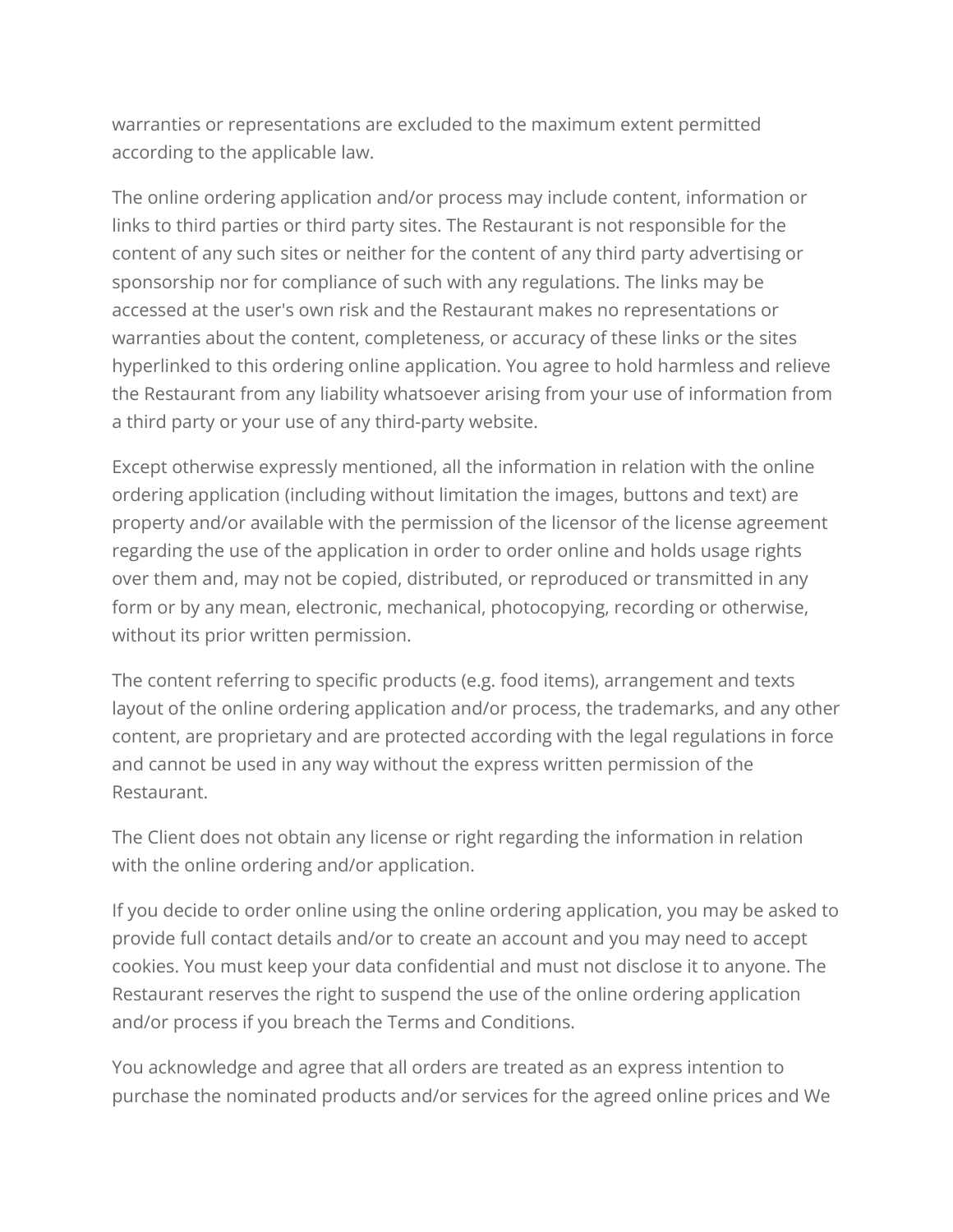warranties or representations are excluded to the maximum extent permitted according to the applicable law.

The online ordering application and/or process may include content, information or links to third parties or third party sites. The Restaurant is not responsible for the content of any such sites or neither for the content of any third party advertising or sponsorship nor for compliance of such with any regulations. The links may be accessed at the user's own risk and the Restaurant makes no representations or warranties about the content, completeness, or accuracy of these links or the sites hyperlinked to this ordering online application. You agree to hold harmless and relieve the Restaurant from any liability whatsoever arising from your use of information from a third party or your use of any third-party website.

Except otherwise expressly mentioned, all the information in relation with the online ordering application (including without limitation the images, buttons and text) are property and/or available with the permission of the licensor of the license agreement regarding the use of the application in order to order online and holds usage rights over them and, may not be copied, distributed, or reproduced or transmitted in any form or by any mean, electronic, mechanical, photocopying, recording or otherwise, without its prior written permission.

The content referring to specific products (e.g. food items), arrangement and texts layout of the online ordering application and/or process, the trademarks, and any other content, are proprietary and are protected according with the legal regulations in force and cannot be used in any way without the express written permission of the Restaurant.

The Client does not obtain any license or right regarding the information in relation with the online ordering and/or application.

If you decide to order online using the online ordering application, you may be asked to provide full contact details and/or to create an account and you may need to accept cookies. You must keep your data confidential and must not disclose it to anyone. The Restaurant reserves the right to suspend the use of the online ordering application and/or process if you breach the Terms and Conditions.

You acknowledge and agree that all orders are treated as an express intention to purchase the nominated products and/or services for the agreed online prices and We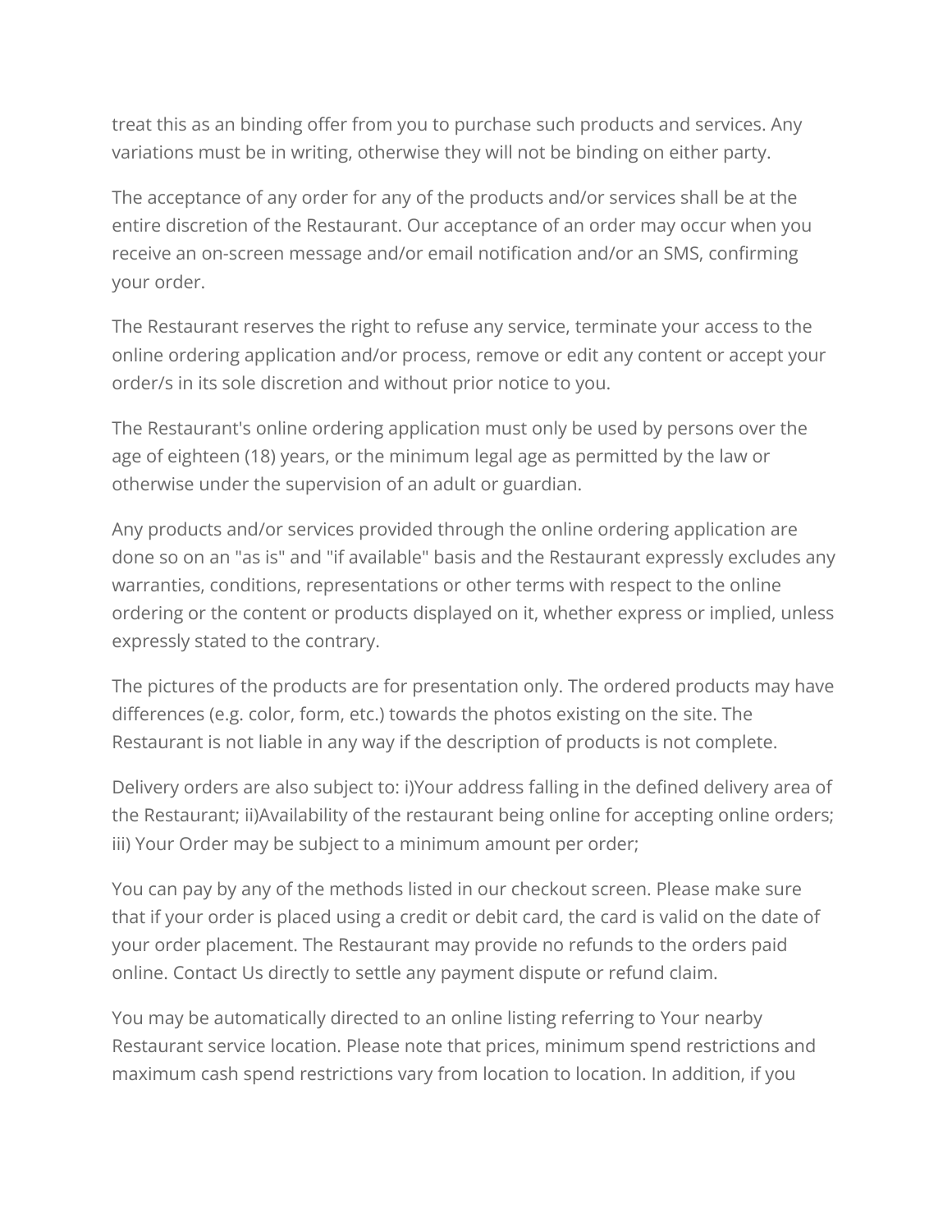treat this as an binding offer from you to purchase such products and services. Any variations must be in writing, otherwise they will not be binding on either party.

The acceptance of any order for any of the products and/or services shall be at the entire discretion of the Restaurant. Our acceptance of an order may occur when you receive an on-screen message and/or email notification and/or an SMS, confirming your order.

The Restaurant reserves the right to refuse any service, terminate your access to the online ordering application and/or process, remove or edit any content or accept your order/s in its sole discretion and without prior notice to you.

The Restaurant's online ordering application must only be used by persons over the age of eighteen (18) years, or the minimum legal age as permitted by the law or otherwise under the supervision of an adult or guardian.

Any products and/or services provided through the online ordering application are done so on an "as is" and "if available" basis and the Restaurant expressly excludes any warranties, conditions, representations or other terms with respect to the online ordering or the content or products displayed on it, whether express or implied, unless expressly stated to the contrary.

The pictures of the products are for presentation only. The ordered products may have differences (e.g. color, form, etc.) towards the photos existing on the site. The Restaurant is not liable in any way if the description of products is not complete.

Delivery orders are also subject to: i)Your address falling in the defined delivery area of the Restaurant; ii)Availability of the restaurant being online for accepting online orders; iii) Your Order may be subject to a minimum amount per order;

You can pay by any of the methods listed in our checkout screen. Please make sure that if your order is placed using a credit or debit card, the card is valid on the date of your order placement. The Restaurant may provide no refunds to the orders paid online. Contact Us directly to settle any payment dispute or refund claim.

You may be automatically directed to an online listing referring to Your nearby Restaurant service location. Please note that prices, minimum spend restrictions and maximum cash spend restrictions vary from location to location. In addition, if you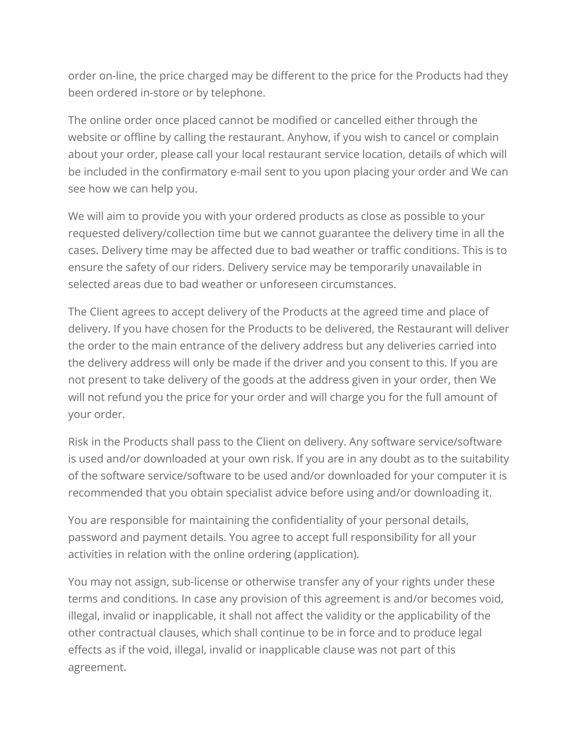order on-line, the price charged may be different to the price for the Products had they been ordered in-store or by telephone.

The online order once placed cannot be modified or cancelled either through the website or offline by calling the restaurant. Anyhow, if you wish to cancel or complain about your order, please call your local restaurant service location, details of which will be included in the confirmatory e-mail sent to you upon placing your order and We can see how we can help you.

We will aim to provide you with your ordered products as close as possible to your requested delivery/collection time but we cannot guarantee the delivery time in all the cases. Delivery time may be affected due to bad weather or traffic conditions. This is to ensure the safety of our riders. Delivery service may be temporarily unavailable in selected areas due to bad weather or unforeseen circumstances.

The Client agrees to accept delivery of the Products at the agreed time and place of delivery. If you have chosen for the Products to be delivered, the Restaurant will deliver the order to the main entrance of the delivery address but any deliveries carried into the delivery address will only be made if the driver and you consent to this. If you are not present to take delivery of the goods at the address given in your order, then We will not refund you the price for your order and will charge you for the full amount of your order.

Risk in the Products shall pass to the Client on delivery. Any software service/software is used and/or downloaded at your own risk. If you are in any doubt as to the suitability of the software service/software to be used and/or downloaded for your computer it is recommended that you obtain specialist advice before using and/or downloading it.

You are responsible for maintaining the confidentiality of your personal details, password and payment details. You agree to accept full responsibility for all your activities in relation with the online ordering (application).

You may not assign, sub-license or otherwise transfer any of your rights under these terms and conditions. In case any provision of this agreement is and/or becomes void, illegal, invalid or inapplicable, it shall not affect the validity or the applicability of the other contractual clauses, which shall continue to be in force and to produce legal effects as if the void, illegal, invalid or inapplicable clause was not part of this agreement.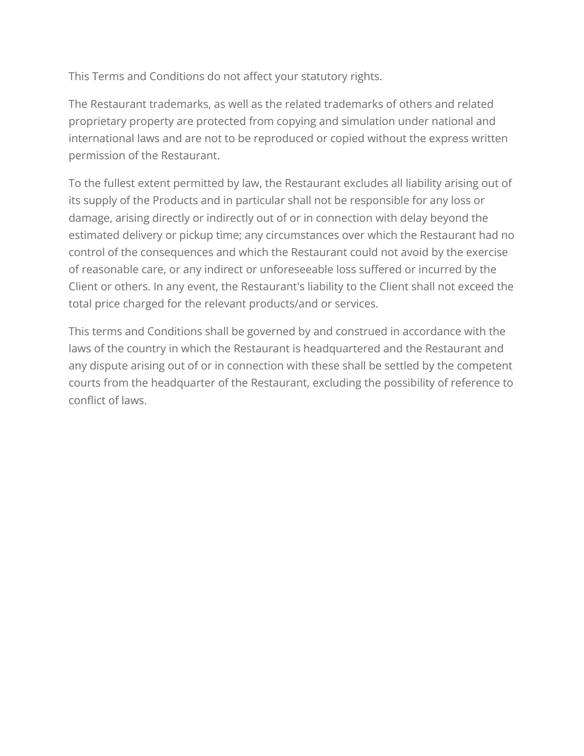This Terms and Conditions do not affect your statutory rights.

The Restaurant trademarks, as well as the related trademarks of others and related proprietary property are protected from copying and simulation under national and international laws and are not to be reproduced or copied without the express written permission of the Restaurant.

To the fullest extent permitted by law, the Restaurant excludes all liability arising out of its supply of the Products and in particular shall not be responsible for any loss or damage, arising directly or indirectly out of or in connection with delay beyond the estimated delivery or pickup time; any circumstances over which the Restaurant had no control of the consequences and which the Restaurant could not avoid by the exercise of reasonable care, or any indirect or unforeseeable loss suffered or incurred by the Client or others. In any event, the Restaurant's liability to the Client shall not exceed the total price charged for the relevant products/and or services.

This terms and Conditions shall be governed by and construed in accordance with the laws of the country in which the Restaurant is headquartered and the Restaurant and any dispute arising out of or in connection with these shall be settled by the competent courts from the headquarter of the Restaurant, excluding the possibility of reference to conflict of laws.